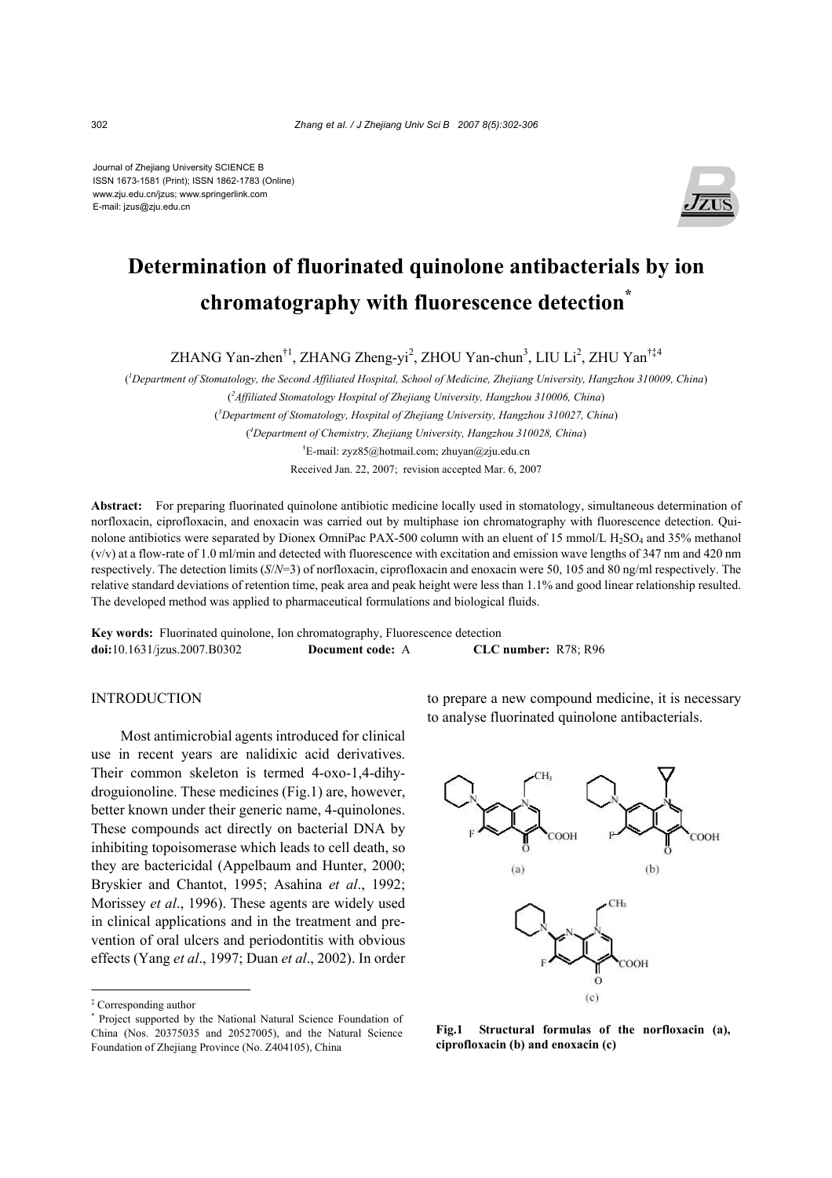Journal of Zhejiang University SCIENCE B
ISSN 1673-1581 (Print); ISSN 1862-1783 (Online)
www.zju.edu.cn/jzus; www.springerlink.com
E-mail: jzus@zju.edu.cn

# Determination of fluorinated quinolone antibacterials by ion chromatography with fluorescence detection*

ZHANG Yan-zhen†1, ZHANG Zheng-yi[2], ZHOU Yan-chun[3], LIU Li[2], ZHU Yan†‡4

([1]Department of Stomatology, the Second Affiliated Hospital, School of Medicine, Zhejiang University, Hangzhou 310009, China)
([2]Affiliated Stomatology Hospital of Zhejiang University, Hangzhou 310006, China)
([3]Department of Stomatology, Hospital of Zhejiang University, Hangzhou 310027, China)
([4]Department of Chemistry, Zhejiang University, Hangzhou 310028, China)
†E-mail: zyz85@hotmail.com; zhuyan@zju.edu.cn
Received Jan. 22, 2007; revision accepted Mar. 6, 2007

**Abstract:** For preparing fluorinated quinolone antibiotic medicine locally used in stomatology, simultaneous determination of norfloxacin, ciprofloxacin, and enoxacin was carried out by multiphase ion chromatography with fluorescence detection. Quinolone antibiotics were separated by Dionex OmniPac PAX-500 column with an eluent of 15 mmol/L $H_2SO_4$ and 35% methanol (v/v) at a flow-rate of 1.0 ml/min and detected with fluorescence with excitation and emission wave lengths of 347 nm and 420 nm respectively. The detection limits ($S/N$=3) of norfloxacin, ciprofloxacin and enoxacin were 50, 105 and 80 ng/ml respectively. The relative standard deviations of retention time, peak area and peak height were less than 1.1% and good linear relationship resulted. The developed method was applied to pharmaceutical formulations and biological fluids.

**Key words:** Fluorinated quinolone, Ion chromatography, Fluorescence detection
**doi:**10.1631/jzus.2007.B0302 **Document code:** A **CLC number:** R78; R96

## INTRODUCTION

Most antimicrobial agents introduced for clinical use in recent years are nalidixic acid derivatives. Their common skeleton is termed 4-oxo-1,4-dihydroguionoline. These medicines (Fig.1) are, however, better known under their generic name, 4-quinolones. These compounds act directly on bacterial DNA by inhibiting topoisomerase which leads to cell death, so they are bactericidal (Appelbaum and Hunter, 2000; Bryskier and Chantot, 1995; Asahina *et al*., 1992; Morissey *et al*., 1996). These agents are widely used in clinical applications and in the treatment and prevention of oral ulcers and periodontitis with obvious effects (Yang *et al*., 1997; Duan *et al*., 2002). In order to prepare a new compound medicine, it is necessary to analyse fluorinated quinolone antibacterials.

**Fig.1 Structural formulas of the norfloxacin (a), ciprofloxacin (b) and enoxacin (c)**

‡ Corresponding author
\* Project supported by the National Natural Science Foundation of China (Nos. 20375035 and 20527005), and the Natural Science Foundation of Zhejiang Province (No. Z404105), China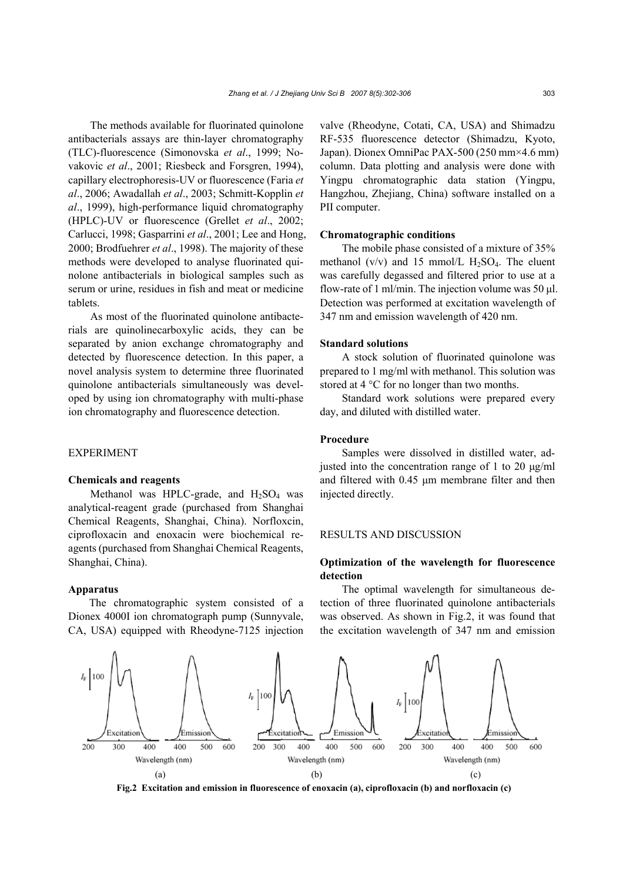The methods available for fluorinated quinolone antibacterials assays are thin-layer chromatography (TLC)-fluorescence (Simonovska *et al*., 1999; Novakovic *et al*., 2001; Riesbeck and Forsgren, 1994), capillary electrophoresis-UV or fluorescence (Faria *et al*., 2006; Awadallah *et al*., 2003; Schmitt-Kopplin *et al*., 1999), high-performance liquid chromatography (HPLC)-UV or fluorescence (Grellet *et al*., 2002; Carlucci, 1998; Gasparrini *et al*., 2001; Lee and Hong, 2000; Brodfuehrer *et al*., 1998). The majority of these methods were developed to analyse fluorinated quinolone antibacterials in biological samples such as serum or urine, residues in fish and meat or medicine tablets.

As most of the fluorinated quinolone antibacterials are quinolinecarboxylic acids, they can be separated by anion exchange chromatography and detected by fluorescence detection. In this paper, a novel analysis system to determine three fluorinated quinolone antibacterials simultaneously was developed by using ion chromatography with multi-phase ion chromatography and fluorescence detection.

## EXPERIMENT

### Chemicals and reagents

Methanol was HPLC-grade, and $H_2SO_4$ was analytical-reagent grade (purchased from Shanghai Chemical Reagents, Shanghai, China). Norfloxcin, ciprofloxacin and enoxacin were biochemical reagents (purchased from Shanghai Chemical Reagents, Shanghai, China).

### Apparatus

The chromatographic system consisted of a Dionex 4000I ion chromatograph pump (Sunnyvale, CA, USA) equipped with Rheodyne-7125 injection valve (Rheodyne, Cotati, CA, USA) and Shimadzu RF-535 fluorescence detector (Shimadzu, Kyoto, Japan). Dionex OmniPac PAX-500 (250 mm×4.6 mm) column. Data plotting and analysis were done with Yingpu chromatographic data station (Yingpu, Hangzhou, Zhejiang, China) software installed on a PII computer.

### Chromatographic conditions

The mobile phase consisted of a mixture of 35% methanol (v/v) and 15 mmol/L $H_2SO_4$. The eluent was carefully degassed and filtered prior to use at a flow-rate of 1 ml/min. The injection volume was 50 μl. Detection was performed at excitation wavelength of 347 nm and emission wavelength of 420 nm.

### Standard solutions

A stock solution of fluorinated quinolone was prepared to 1 mg/ml with methanol. This solution was stored at 4 °C for no longer than two months.

Standard work solutions were prepared every day, and diluted with distilled water.

### Procedure

Samples were dissolved in distilled water, adjusted into the concentration range of 1 to 20 μg/ml and filtered with 0.45 μm membrane filter and then injected directly.

## RESULTS AND DISCUSSION

### Optimization of the wavelength for fluorescence detection

The optimal wavelength for simultaneous detection of three fluorinated quinolone antibacterials was observed. As shown in Fig.2, it was found that the excitation wavelength of 347 nm and emission

**Fig.2 Excitation and emission in fluorescence of enoxacin (a), ciprofloxacin (b) and norfloxacin (c)**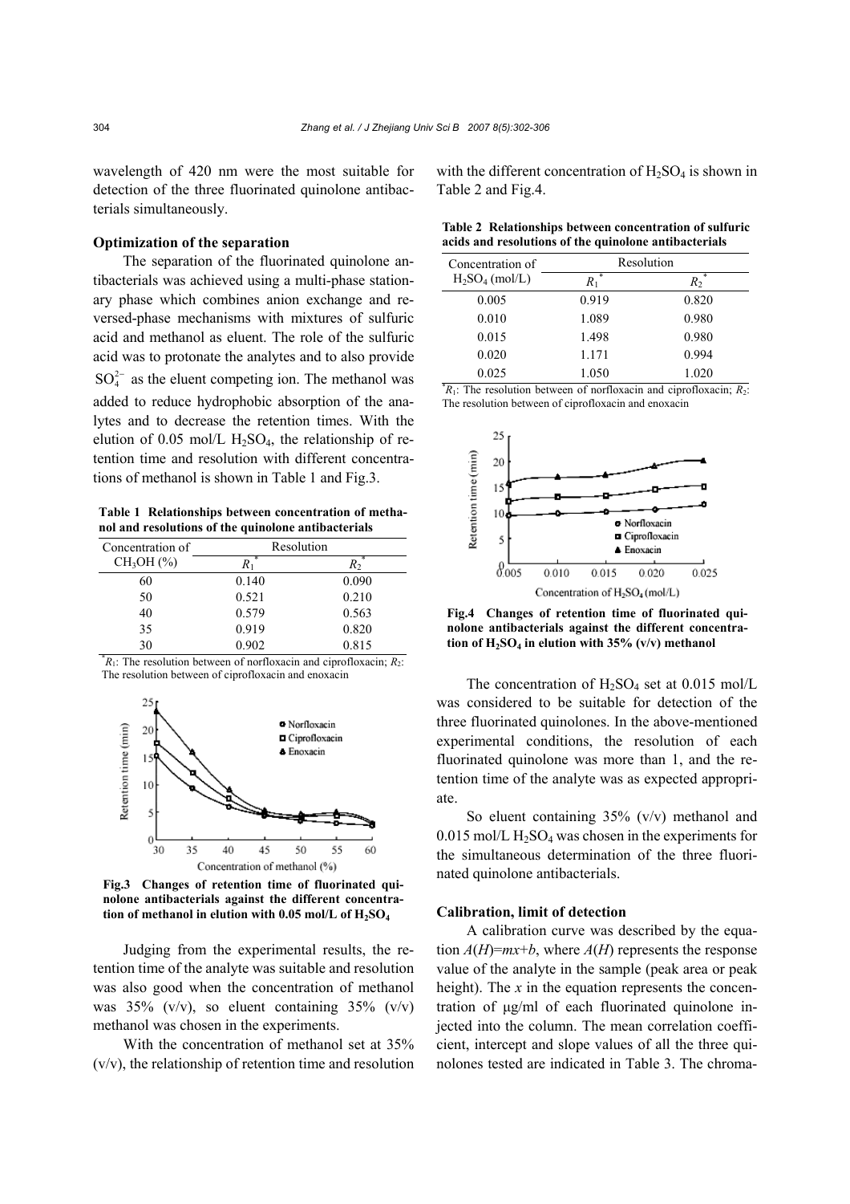wavelength of 420 nm were the most suitable for detection of the three fluorinated quinolone antibacterials simultaneously.

### Optimization of the separation

The separation of the fluorinated quinolone antibacterials was achieved using a multi-phase stationary phase which combines anion exchange and reversed-phase mechanisms with mixtures of sulfuric acid and methanol as eluent. The role of the sulfuric acid was to protonate the analytes and to also provide $SO_4^{2-}$ as the eluent competing ion. The methanol was added to reduce hydrophobic absorption of the analytes and to decrease the retention times. With the elution of 0.05 mol/L $H_2SO_4$, the relationship of retention time and resolution with different concentrations of methanol is shown in Table 1 and Fig.3.

**Table 1 Relationships between concentration of methanol and resolutions of the quinolone antibacterials**

| Concentration of $CH_3OH$ (%) | Resolution | |
|---|---|---|
| | $R_1^*$ | $R_2^*$ |
| 60 | 0.140 | 0.090 |
| 50 | 0.521 | 0.210 |
| 40 | 0.579 | 0.563 |
| 35 | 0.919 | 0.820 |
| 30 | 0.902 | 0.815 |

*$R_1$: The resolution between of norfloxacin and ciprofloxacin; $R_2$: The resolution between of ciprofloxacin and enoxacin

**Fig.3 Changes of retention time of fluorinated quinolone antibacterials against the different concentration of methanol in elution with 0.05 mol/L of $H_2SO_4$**

Judging from the experimental results, the retention time of the analyte was suitable and resolution was also good when the concentration of methanol was 35% (v/v), so eluent containing 35% (v/v) methanol was chosen in the experiments.

With the concentration of methanol set at 35% (v/v), the relationship of retention time and resolution with the different concentration of $H_2SO_4$ is shown in Table 2 and Fig.4.

**Table 2 Relationships between concentration of sulfuric acids and resolutions of the quinolone antibacterials**

| Concentration of $H_2SO_4$ (mol/L) | Resolution | |
|---|---|---|
| | $R_1^*$ | $R_2^*$ |
| 0.005 | 0.919 | 0.820 |
| 0.010 | 1.089 | 0.980 |
| 0.015 | 1.498 | 0.980 |
| 0.020 | 1.171 | 0.994 |
| 0.025 | 1.050 | 1.020 |

*$R_1$: The resolution between of norfloxacin and ciprofloxacin; $R_2$: The resolution between of ciprofloxacin and enoxacin

**Fig.4 Changes of retention time of fluorinated quinolone antibacterials against the different concentration of $H_2SO_4$ in elution with 35% (v/v) methanol**

The concentration of $H_2SO_4$ set at 0.015 mol/L was considered to be suitable for detection of the three fluorinated quinolones. In the above-mentioned experimental conditions, the resolution of each fluorinated quinolone was more than 1, and the retention time of the analyte was as expected appropriate.

So eluent containing 35% (v/v) methanol and 0.015 mol/L $H_2SO_4$ was chosen in the experiments for the simultaneous determination of the three fluorinated quinolone antibacterials.

### Calibration, limit of detection

A calibration curve was described by the equation $A(H)=mx+b$, where $A(H)$ represents the response value of the analyte in the sample (peak area or peak height). The $x$ in the equation represents the concentration of μg/ml of each fluorinated quinolone injected into the column. The mean correlation coefficient, intercept and slope values of all the three quinolones tested are indicated in Table 3. The chroma-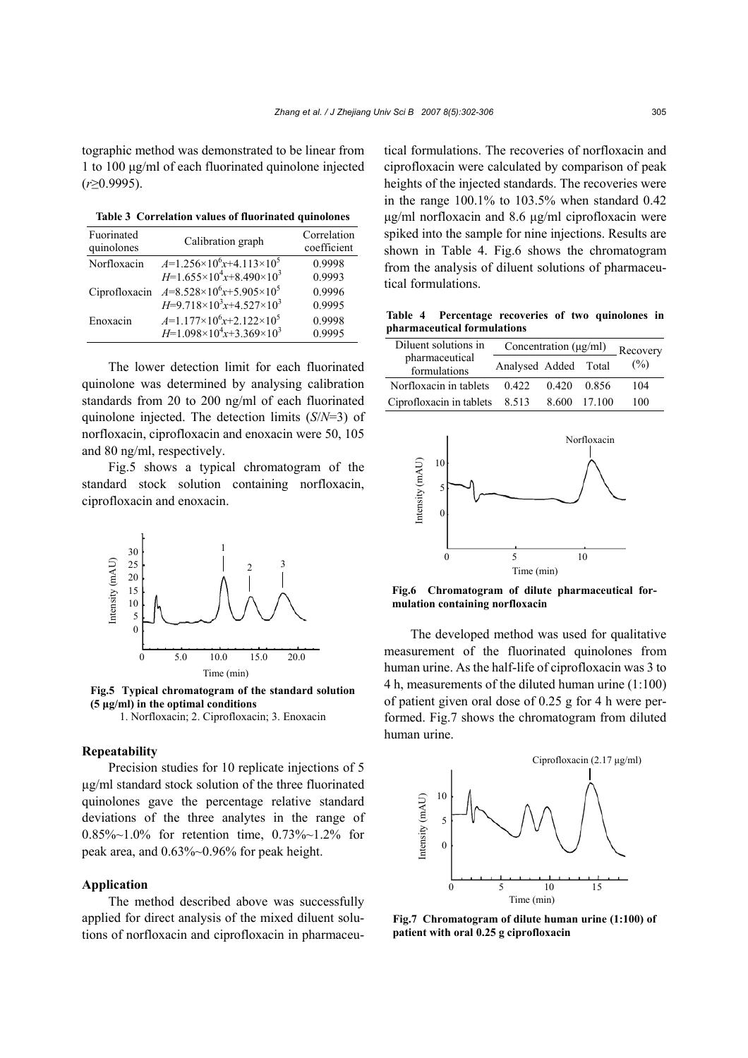tographic method was demonstrated to be linear from 1 to 100 μg/ml of each fluorinated quinolone injected ($r \geq 0.9995$).

**Table 3 Correlation values of fluorinated quinolones**

| Fuorinated quinolones | Calibration graph | Correlation coefficient |
|---|---|---|
| Norfloxacin | $A=1.256\times10^6x+4.113\times10^5$ | 0.9998 |
| | $H=1.655\times10^4x+8.490\times10^3$ | 0.9993 |
| Ciprofloxacin | $A=8.528\times10^6x+5.905\times10^5$ | 0.9996 |
| | $H=9.718\times10^3x+4.527\times10^3$ | 0.9995 |
| Enoxacin | $A=1.177\times10^6x+2.122\times10^5$ | 0.9998 |
| | $H=1.098\times10^4x+3.369\times10^3$ | 0.9995 |

The lower detection limit for each fluorinated quinolone was determined by analysing calibration standards from 20 to 200 ng/ml of each fluorinated quinolone injected. The detection limits ($S/N$=3) of norfloxacin, ciprofloxacin and enoxacin were 50, 105 and 80 ng/ml, respectively.

Fig.5 shows a typical chromatogram of the standard stock solution containing norfloxacin, ciprofloxacin and enoxacin.

**Fig.5 Typical chromatogram of the standard solution (5 μg/ml) in the optimal conditions**
1. Norfloxacin; 2. Ciprofloxacin; 3. Enoxacin

### Repeatability

Precision studies for 10 replicate injections of 5 μg/ml standard stock solution of the three fluorinated quinolones gave the percentage relative standard deviations of the three analytes in the range of 0.85%~1.0% for retention time, 0.73%~1.2% for peak area, and 0.63%~0.96% for peak height.

### Application

The method described above was successfully applied for direct analysis of the mixed diluent solutions of norfloxacin and ciprofloxacin in pharmaceutical formulations. The recoveries of norfloxacin and ciprofloxacin were calculated by comparison of peak heights of the injected standards. The recoveries were in the range 100.1% to 103.5% when standard 0.42 μg/ml norfloxacin and 8.6 μg/ml ciprofloxacin were spiked into the sample for nine injections. Results are shown in Table 4. Fig.6 shows the chromatogram from the analysis of diluent solutions of pharmaceutical formulations.

**Table 4 Percentage recoveries of two quinolones in pharmaceutical formulations**

| Diluent solutions in pharmaceutical formulations | Concentration (μg/ml) | | | Recovery (%) |
|---|---|---|---|---|
| | Analysed | Added | Total | |
| Norfloxacin in tablets | 0.422 | 0.420 | 0.856 | 104 |
| Ciprofloxacin in tablets | 8.513 | 8.600 | 17.100 | 100 |

**Fig.6 Chromatogram of dilute pharmaceutical formulation containing norfloxacin**

The developed method was used for qualitative measurement of the fluorinated quinolones from human urine. As the half-life of ciprofloxacin was 3 to 4 h, measurements of the diluted human urine (1:100) of patient given oral dose of 0.25 g for 4 h were performed. Fig.7 shows the chromatogram from diluted human urine.

**Fig.7 Chromatogram of dilute human urine (1:100) of patient with oral 0.25 g ciprofloxacin**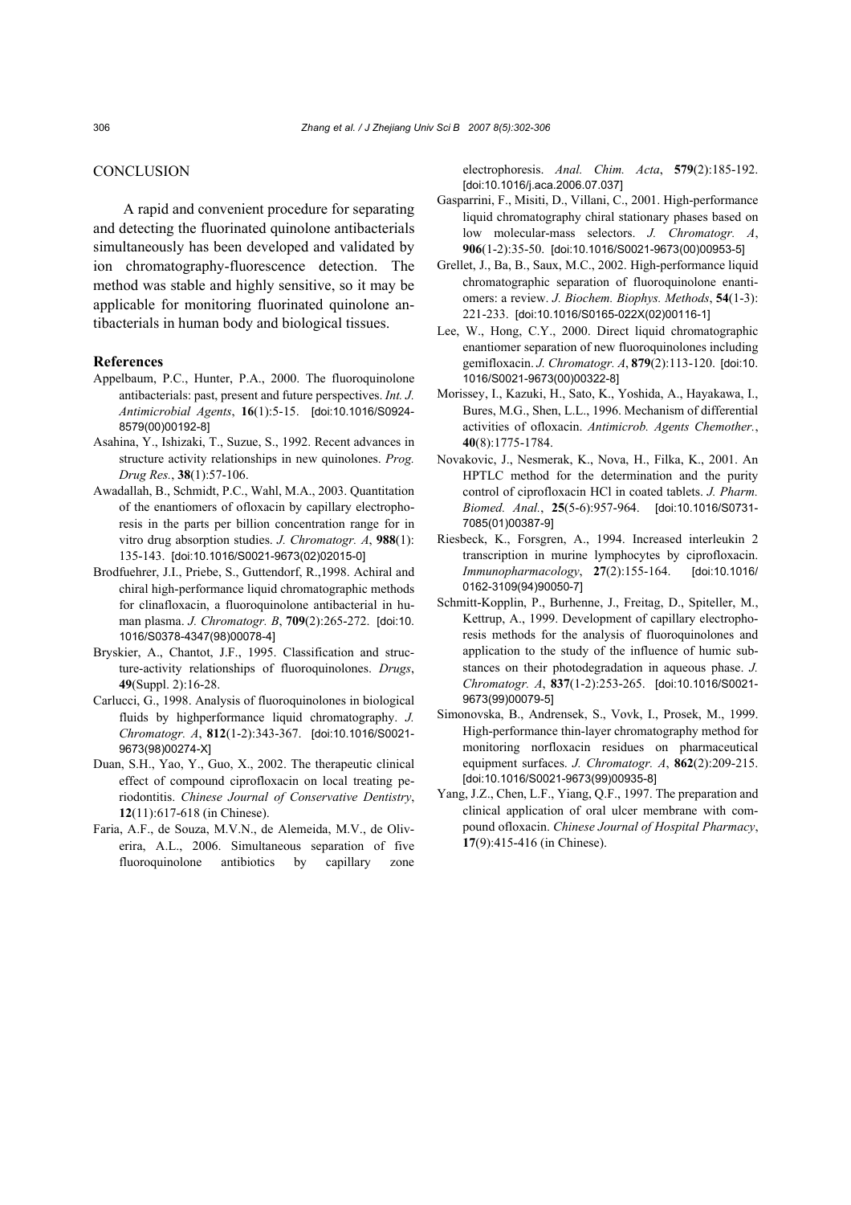## CONCLUSION

A rapid and convenient procedure for separating and detecting the fluorinated quinolone antibacterials simultaneously has been developed and validated by ion chromatography-fluorescence detection. The method was stable and highly sensitive, so it may be applicable for monitoring fluorinated quinolone antibacterials in human body and biological tissues.

## References

Appelbaum, P.C., Hunter, P.A., 2000. The fluoroquinolone antibacterials: past, present and future perspectives. *Int. J. Antimicrobial Agents*, **16**(1):5-15. [doi:10.1016/S0924-8579(00)00192-8]

Asahina, Y., Ishizaki, T., Suzue, S., 1992. Recent advances in structure activity relationships in new quinolones. *Prog. Drug Res.*, **38**(1):57-106.

Awadallah, B., Schmidt, P.C., Wahl, M.A., 2003. Quantitation of the enantiomers of ofloxacin by capillary electrophoresis in the parts per billion concentration range for in vitro drug absorption studies. *J. Chromatogr. A*, **988**(1): 135-143. [doi:10.1016/S0021-9673(02)02015-0]

Brodfuehrer, J.I., Priebe, S., Guttendorf, R.,1998. Achiral and chiral high-performance liquid chromatographic methods for clinafloxacin, a fluoroquinolone antibacterial in human plasma. *J. Chromatogr. B*, **709**(2):265-272. [doi:10.1016/S0378-4347(98)00078-4]

Bryskier, A., Chantot, J.F., 1995. Classification and structure-activity relationships of fluoroquinolones. *Drugs*, **49**(Suppl. 2):16-28.

Carlucci, G., 1998. Analysis of fluoroquinolones in biological fluids by highperformance liquid chromatography. *J. Chromatogr. A*, **812**(1-2):343-367. [doi:10.1016/S0021-9673(98)00274-X]

Duan, S.H., Yao, Y., Guo, X., 2002. The therapeutic clinical effect of compound ciprofloxacin on local treating periodontitis. *Chinese Journal of Conservative Dentistry*, **12**(11):617-618 (in Chinese).

Faria, A.F., de Souza, M.V.N., de Alemeida, M.V., de Oliverira, A.L., 2006. Simultaneous separation of five fluoroquinolone antibiotics by capillary zone electrophoresis. *Anal. Chim. Acta*, **579**(2):185-192. [doi:10.1016/j.aca.2006.07.037]

Gasparrini, F., Misiti, D., Villani, C., 2001. High-performance liquid chromatography chiral stationary phases based on low molecular-mass selectors. *J. Chromatogr. A*, **906**(1-2):35-50. [doi:10.1016/S0021-9673(00)00953-5]

Grellet, J., Ba, B., Saux, M.C., 2002. High-performance liquid chromatographic separation of fluoroquinolone enantiomers: a review. *J. Biochem. Biophys. Methods*, **54**(1-3): 221-233. [doi:10.1016/S0165-022X(02)00116-1]

Lee, W., Hong, C.Y., 2000. Direct liquid chromatographic enantiomer separation of new fluoroquinolones including gemifloxacin. *J. Chromatogr. A*, **879**(2):113-120. [doi:10.1016/S0021-9673(00)00322-8]

Morissey, I., Kazuki, H., Sato, K., Yoshida, A., Hayakawa, I., Bures, M.G., Shen, L.L., 1996. Mechanism of differential activities of ofloxacin. *Antimicrob. Agents Chemother.*, **40**(8):1775-1784.

Novakovic, J., Nesmerak, K., Nova, H., Filka, K., 2001. An HPTLC method for the determination and the purity control of ciprofloxacin HCl in coated tablets. *J. Pharm. Biomed. Anal.*, **25**(5-6):957-964. [doi:10.1016/S0731-7085(01)00387-9]

Riesbeck, K., Forsgren, A., 1994. Increased interleukin 2 transcription in murine lymphocytes by ciprofloxacin. *Immunopharmacology*, **27**(2):155-164. [doi:10.1016/0162-3109(94)90050-7]

Schmitt-Kopplin, P., Burhenne, J., Freitag, D., Spiteller, M., Kettrup, A., 1999. Development of capillary electrophoresis methods for the analysis of fluoroquinolones and application to the study of the influence of humic substances on their photodegradation in aqueous phase. *J. Chromatogr. A*, **837**(1-2):253-265. [doi:10.1016/S0021-9673(99)00079-5]

Simonovska, B., Andrensek, S., Vovk, I., Prosek, M., 1999. High-performance thin-layer chromatography method for monitoring norfloxacin residues on pharmaceutical equipment surfaces. *J. Chromatogr. A*, **862**(2):209-215. [doi:10.1016/S0021-9673(99)00935-8]

Yang, J.Z., Chen, L.F., Yiang, Q.F., 1997. The preparation and clinical application of oral ulcer membrane with compound ofloxacin. *Chinese Journal of Hospital Pharmacy*, **17**(9):415-416 (in Chinese).